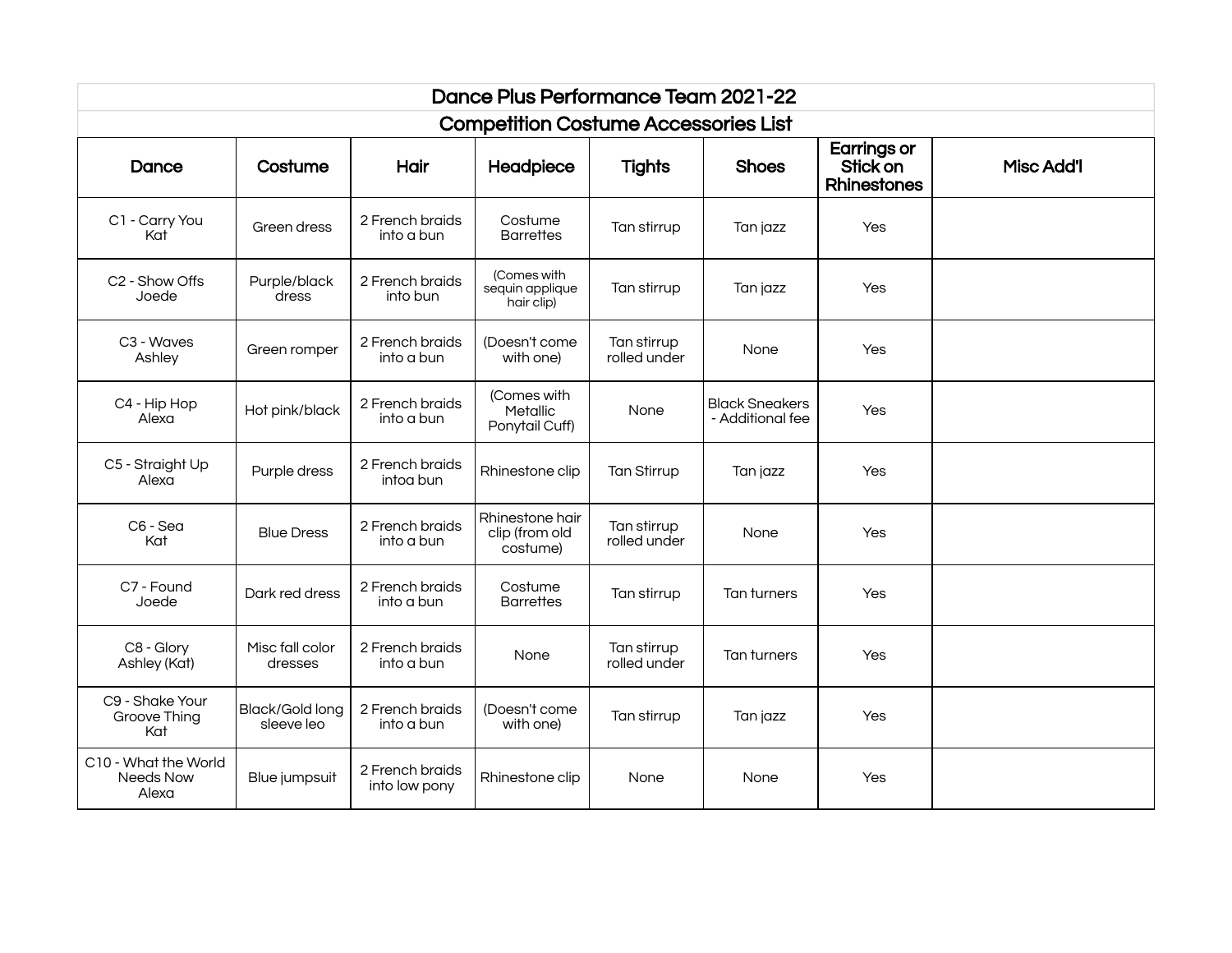# Dance Plus Performance Team 2021-22

## Competition Costume Accessories List

| Dance | Costume | Hair | Headpiece | Tights | Shoes | Earrings or Stick on Rhinestones | Misc Add'l |
|---|---|---|---|---|---|---|---|
| C1 - Carry You<br>Kat | Green dress | 2 French braids into a bun | Costume Barrettes | Tan stirrup | Tan jazz | Yes | |
| C2 - Show Offs<br>Joede | Purple/black dress | 2 French braids into bun | (Comes with sequin applique hair clip) | Tan stirrup | Tan jazz | Yes | |
| C3 - Waves<br>Ashley | Green romper | 2 French braids into a bun | (Doesn't come with one) | Tan stirrup rolled under | None | Yes | |
| C4 - Hip Hop<br>Alexa | Hot pink/black | 2 French braids into a bun | (Comes with Metallic Ponytail Cuff) | None | Black Sneakers - Additional fee | Yes | |
| C5 - Straight Up<br>Alexa | Purple dress | 2 French braids intoa bun | Rhinestone clip | Tan Stirrup | Tan jazz | Yes | |
| C6 - Sea<br>Kat | Blue Dress | 2 French braids into a bun | Rhinestone hair clip (from old costume) | Tan stirrup rolled under | None | Yes | |
| C7 - Found<br>Joede | Dark red dress | 2 French braids into a bun | Costume Barrettes | Tan stirrup | Tan turners | Yes | |
| C8 - Glory<br>Ashley (Kat) | Misc fall color dresses | 2 French braids into a bun | None | Tan stirrup rolled under | Tan turners | Yes | |
| C9 - Shake Your Groove Thing<br>Kat | Black/Gold long sleeve leo | 2 French braids into a bun | (Doesn't come with one) | Tan stirrup | Tan jazz | Yes | |
| C10 - What the World Needs Now<br>Alexa | Blue jumpsuit | 2 French braids into low pony | Rhinestone clip | None | None | Yes | |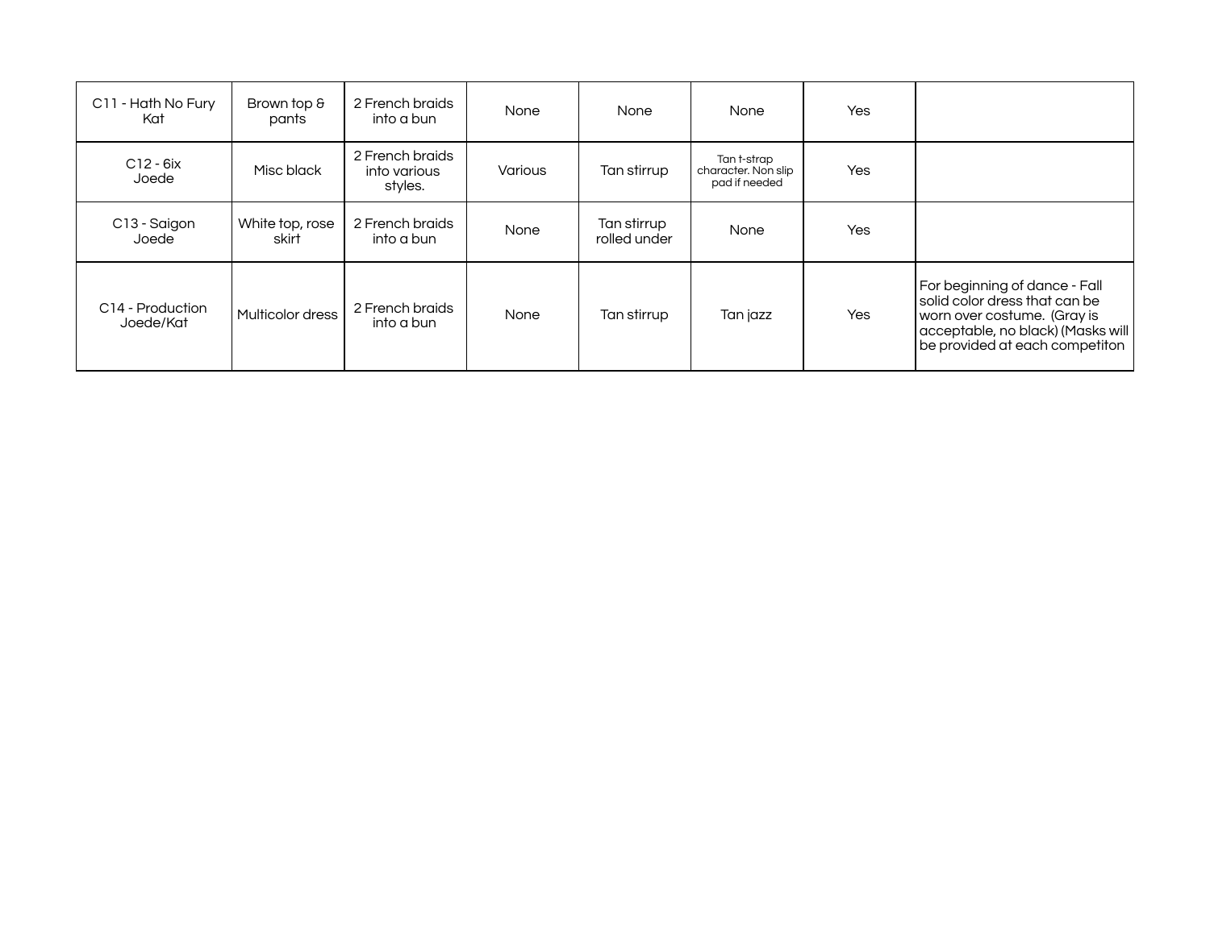| | | | | | | | |
|---|---|---|---|---|---|---|---|
| C11 - Hath No Fury Kat | Brown top & pants | 2 French braids into a bun | None | None | None | Yes | |
| C12 - 6ix Joede | Misc black | 2 French braids into various styles. | Various | Tan stirrup | Tan t-strap character. Non slip pad if needed | Yes | |
| C13 - Saigon Joede | White top, rose skirt | 2 French braids into a bun | None | Tan stirrup rolled under | None | Yes | |
| C14 - Production Joede/Kat | Multicolor dress | 2 French braids into a bun | None | Tan stirrup | Tan jazz | Yes | For beginning of dance - Fall solid color dress that can be worn over costume. (Gray is acceptable, no black) (Masks will be provided at each competiton |